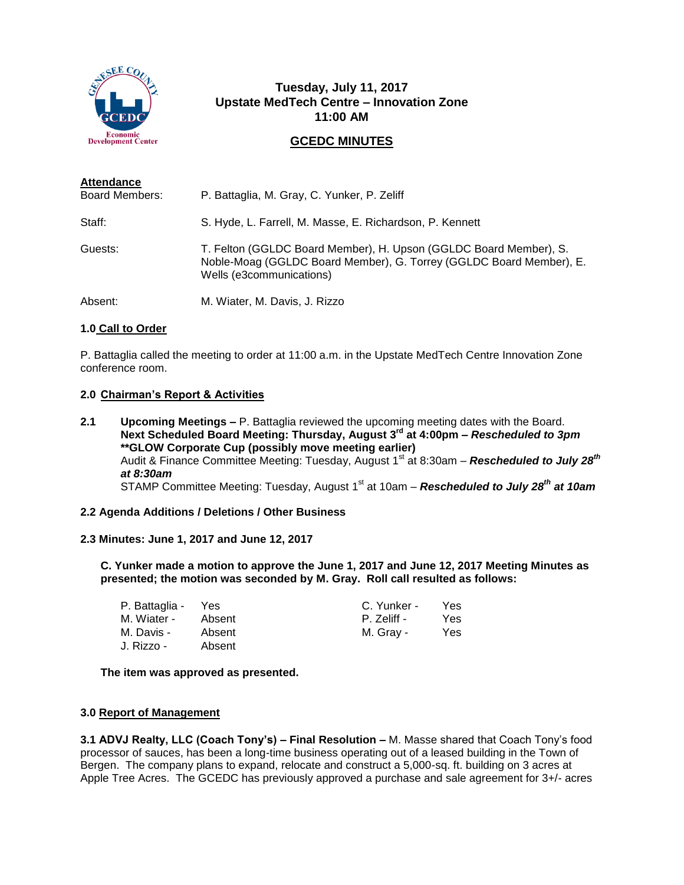**Tuesday, July 11, 2017**
**Upstate MedTech Centre – Innovation Zone**
**11:00 AM**

## GCEDC MINUTES

**Attendance**

| | |
|---|---|
| Board Members: | P. Battaglia, M. Gray, C. Yunker, P. Zeliff |
| Staff: | S. Hyde, L. Farrell, M. Masse, E. Richardson, P. Kennett |
| Guests: | T. Felton (GGLDC Board Member), H. Upson (GGLDC Board Member), S. Noble-Moag (GGLDC Board Member), G. Torrey (GGLDC Board Member), E. Wells (e3communications) |
| Absent: | M. Wiater, M. Davis, J. Rizzo |

### 1.0 Call to Order

P. Battaglia called the meeting to order at 11:00 a.m. in the Upstate MedTech Centre Innovation Zone conference room.

### 2.0 Chairman's Report & Activities

**2.1 Upcoming Meetings –** P. Battaglia reviewed the upcoming meeting dates with the Board.
**Next Scheduled Board Meeting: Thursday, August 3rd at 4:00pm –** ***Rescheduled to 3pm***
**\*\*GLOW Corporate Cup (possibly move meeting earlier)**
Audit & Finance Committee Meeting: Tuesday, August 1st at 8:30am – ***Rescheduled to July 28th at 8:30am***
STAMP Committee Meeting: Tuesday, August 1st at 10am – ***Rescheduled to July 28th at 10am***

**2.2 Agenda Additions / Deletions / Other Business**

**2.3 Minutes: June 1, 2017 and June 12, 2017**

**C. Yunker made a motion to approve the June 1, 2017 and June 12, 2017 Meeting Minutes as presented; the motion was seconded by M. Gray. Roll call resulted as follows:**

| | | | |
|---|---|---|---|
| P. Battaglia - | Yes | C. Yunker - | Yes |
| M. Wiater - | Absent | P. Zeliff - | Yes |
| M. Davis - | Absent | M. Gray - | Yes |
| J. Rizzo - | Absent | | |

**The item was approved as presented.**

### 3.0 Report of Management

**3.1 ADVJ Realty, LLC (Coach Tony's) – Final Resolution –** M. Masse shared that Coach Tony's food processor of sauces, has been a long-time business operating out of a leased building in the Town of Bergen. The company plans to expand, relocate and construct a 5,000-sq. ft. building on 3 acres at Apple Tree Acres. The GCEDC has previously approved a purchase and sale agreement for 3+/- acres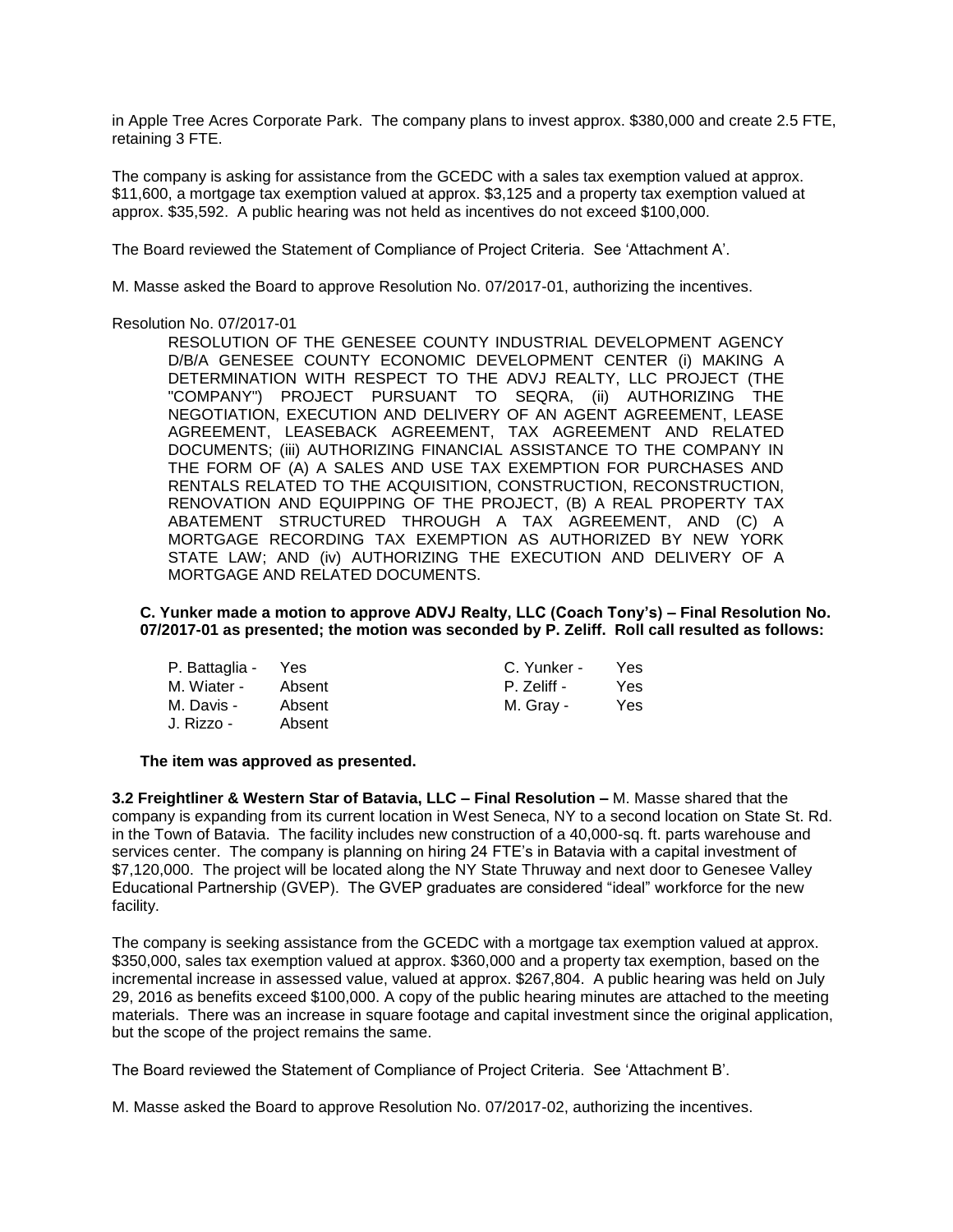in Apple Tree Acres Corporate Park. The company plans to invest approx. $380,000 and create 2.5 FTE, retaining 3 FTE.

The company is asking for assistance from the GCEDC with a sales tax exemption valued at approx. $11,600, a mortgage tax exemption valued at approx. $3,125 and a property tax exemption valued at approx. $35,592. A public hearing was not held as incentives do not exceed $100,000.

The Board reviewed the Statement of Compliance of Project Criteria. See 'Attachment A'.

M. Masse asked the Board to approve Resolution No. 07/2017-01, authorizing the incentives.

Resolution No. 07/2017-01

> RESOLUTION OF THE GENESEE COUNTY INDUSTRIAL DEVELOPMENT AGENCY D/B/A GENESEE COUNTY ECONOMIC DEVELOPMENT CENTER (i) MAKING A DETERMINATION WITH RESPECT TO THE ADVJ REALTY, LLC PROJECT (THE "COMPANY") PROJECT PURSUANT TO SEQRA, (ii) AUTHORIZING THE NEGOTIATION, EXECUTION AND DELIVERY OF AN AGENT AGREEMENT, LEASE AGREEMENT, LEASEBACK AGREEMENT, TAX AGREEMENT AND RELATED DOCUMENTS; (iii) AUTHORIZING FINANCIAL ASSISTANCE TO THE COMPANY IN THE FORM OF (A) A SALES AND USE TAX EXEMPTION FOR PURCHASES AND RENTALS RELATED TO THE ACQUISITION, CONSTRUCTION, RECONSTRUCTION, RENOVATION AND EQUIPPING OF THE PROJECT, (B) A REAL PROPERTY TAX ABATEMENT STRUCTURED THROUGH A TAX AGREEMENT, AND (C) A MORTGAGE RECORDING TAX EXEMPTION AS AUTHORIZED BY NEW YORK STATE LAW; AND (iv) AUTHORIZING THE EXECUTION AND DELIVERY OF A MORTGAGE AND RELATED DOCUMENTS.

**C. Yunker made a motion to approve ADVJ Realty, LLC (Coach Tony's) – Final Resolution No. 07/2017-01 as presented; the motion was seconded by P. Zeliff. Roll call resulted as follows:**

| | | | |
|---|---|---|---|
| P. Battaglia - | Yes | C. Yunker - | Yes |
| M. Wiater - | Absent | P. Zeliff - | Yes |
| M. Davis - | Absent | M. Gray - | Yes |
| J. Rizzo - | Absent | | |

**The item was approved as presented.**

**3.2 Freightliner & Western Star of Batavia, LLC – Final Resolution –** M. Masse shared that the company is expanding from its current location in West Seneca, NY to a second location on State St. Rd. in the Town of Batavia. The facility includes new construction of a 40,000-sq. ft. parts warehouse and services center. The company is planning on hiring 24 FTE's in Batavia with a capital investment of $7,120,000. The project will be located along the NY State Thruway and next door to Genesee Valley Educational Partnership (GVEP). The GVEP graduates are considered "ideal" workforce for the new facility.

The company is seeking assistance from the GCEDC with a mortgage tax exemption valued at approx. $350,000, sales tax exemption valued at approx. $360,000 and a property tax exemption, based on the incremental increase in assessed value, valued at approx. $267,804. A public hearing was held on July 29, 2016 as benefits exceed $100,000. A copy of the public hearing minutes are attached to the meeting materials. There was an increase in square footage and capital investment since the original application, but the scope of the project remains the same.

The Board reviewed the Statement of Compliance of Project Criteria. See 'Attachment B'.

M. Masse asked the Board to approve Resolution No. 07/2017-02, authorizing the incentives.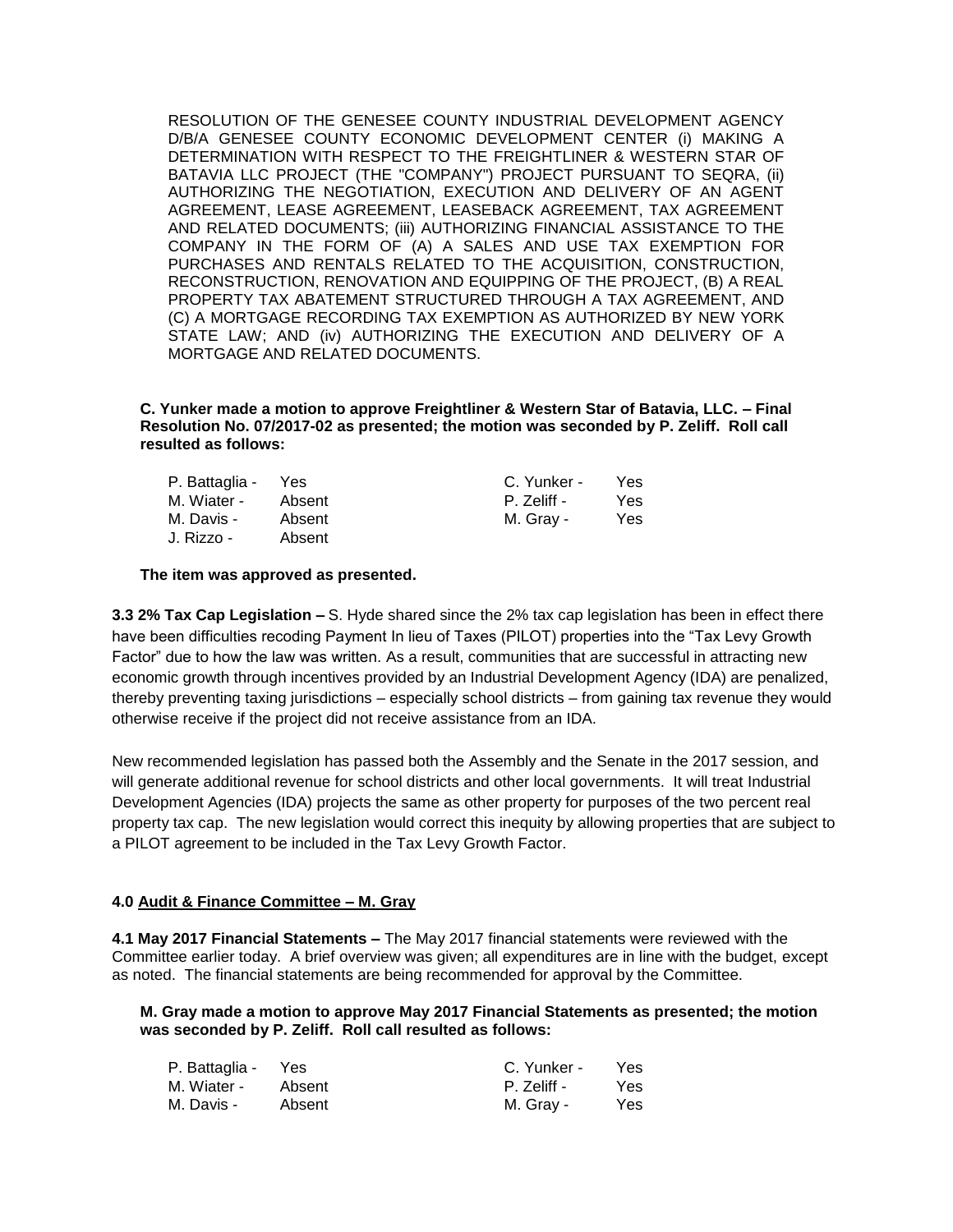RESOLUTION OF THE GENESEE COUNTY INDUSTRIAL DEVELOPMENT AGENCY D/B/A GENESEE COUNTY ECONOMIC DEVELOPMENT CENTER (i) MAKING A DETERMINATION WITH RESPECT TO THE FREIGHTLINER & WESTERN STAR OF BATAVIA LLC PROJECT (THE "COMPANY") PROJECT PURSUANT TO SEQRA, (ii) AUTHORIZING THE NEGOTIATION, EXECUTION AND DELIVERY OF AN AGENT AGREEMENT, LEASE AGREEMENT, LEASEBACK AGREEMENT, TAX AGREEMENT AND RELATED DOCUMENTS; (iii) AUTHORIZING FINANCIAL ASSISTANCE TO THE COMPANY IN THE FORM OF (A) A SALES AND USE TAX EXEMPTION FOR PURCHASES AND RENTALS RELATED TO THE ACQUISITION, CONSTRUCTION, RECONSTRUCTION, RENOVATION AND EQUIPPING OF THE PROJECT, (B) A REAL PROPERTY TAX ABATEMENT STRUCTURED THROUGH A TAX AGREEMENT, AND (C) A MORTGAGE RECORDING TAX EXEMPTION AS AUTHORIZED BY NEW YORK STATE LAW; AND (iv) AUTHORIZING THE EXECUTION AND DELIVERY OF A MORTGAGE AND RELATED DOCUMENTS.

**C. Yunker made a motion to approve Freightliner & Western Star of Batavia, LLC. – Final Resolution No. 07/2017-02 as presented; the motion was seconded by P. Zeliff. Roll call resulted as follows:**

| | | | |
|---|---|---|---|
| P. Battaglia - | Yes | C. Yunker - | Yes |
| M. Wiater - | Absent | P. Zeliff - | Yes |
| M. Davis - | Absent | M. Gray - | Yes |
| J. Rizzo - | Absent | | |

**The item was approved as presented.**

**3.3 2% Tax Cap Legislation –** S. Hyde shared since the 2% tax cap legislation has been in effect there have been difficulties recoding Payment In lieu of Taxes (PILOT) properties into the "Tax Levy Growth Factor" due to how the law was written. As a result, communities that are successful in attracting new economic growth through incentives provided by an Industrial Development Agency (IDA) are penalized, thereby preventing taxing jurisdictions – especially school districts – from gaining tax revenue they would otherwise receive if the project did not receive assistance from an IDA.

New recommended legislation has passed both the Assembly and the Senate in the 2017 session, and will generate additional revenue for school districts and other local governments. It will treat Industrial Development Agencies (IDA) projects the same as other property for purposes of the two percent real property tax cap. The new legislation would correct this inequity by allowing properties that are subject to a PILOT agreement to be included in the Tax Levy Growth Factor.

**4.0 <u>Audit & Finance Committee – M. Gray</u>**

**4.1 May 2017 Financial Statements –** The May 2017 financial statements were reviewed with the Committee earlier today. A brief overview was given; all expenditures are in line with the budget, except as noted. The financial statements are being recommended for approval by the Committee.

**M. Gray made a motion to approve May 2017 Financial Statements as presented; the motion was seconded by P. Zeliff. Roll call resulted as follows:**

| | | | |
|---|---|---|---|
| P. Battaglia - | Yes | C. Yunker - | Yes |
| M. Wiater - | Absent | P. Zeliff - | Yes |
| M. Davis - | Absent | M. Gray - | Yes |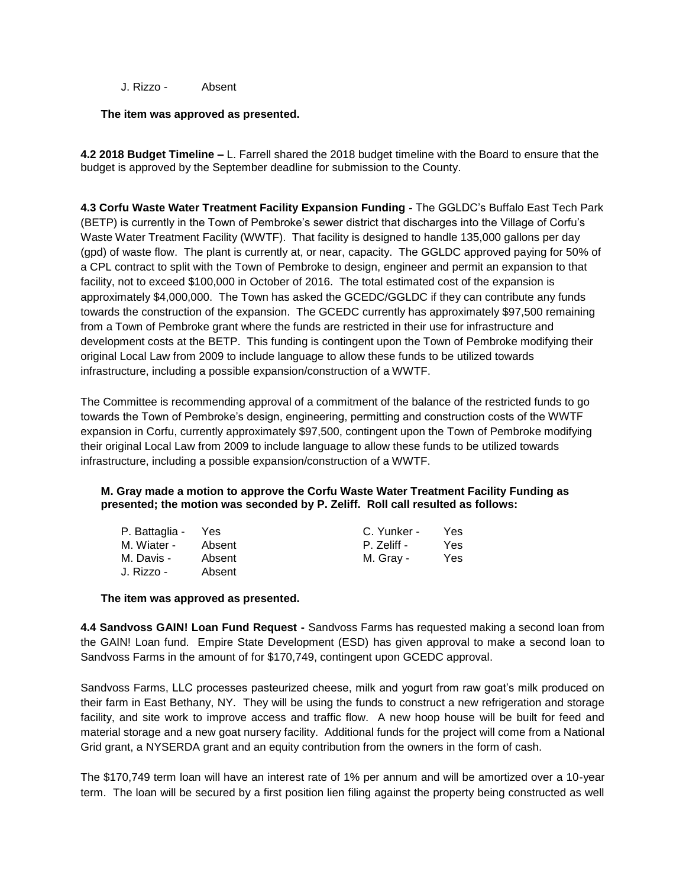J. Rizzo - Absent

**The item was approved as presented.**

**4.2 2018 Budget Timeline –** L. Farrell shared the 2018 budget timeline with the Board to ensure that the budget is approved by the September deadline for submission to the County.

**4.3 Corfu Waste Water Treatment Facility Expansion Funding -** The GGLDC's Buffalo East Tech Park (BETP) is currently in the Town of Pembroke's sewer district that discharges into the Village of Corfu's Waste Water Treatment Facility (WWTF). That facility is designed to handle 135,000 gallons per day (gpd) of waste flow. The plant is currently at, or near, capacity. The GGLDC approved paying for 50% of a CPL contract to split with the Town of Pembroke to design, engineer and permit an expansion to that facility, not to exceed $100,000 in October of 2016. The total estimated cost of the expansion is approximately $4,000,000. The Town has asked the GCEDC/GGLDC if they can contribute any funds towards the construction of the expansion. The GCEDC currently has approximately $97,500 remaining from a Town of Pembroke grant where the funds are restricted in their use for infrastructure and development costs at the BETP. This funding is contingent upon the Town of Pembroke modifying their original Local Law from 2009 to include language to allow these funds to be utilized towards infrastructure, including a possible expansion/construction of a WWTF.

The Committee is recommending approval of a commitment of the balance of the restricted funds to go towards the Town of Pembroke's design, engineering, permitting and construction costs of the WWTF expansion in Corfu, currently approximately $97,500, contingent upon the Town of Pembroke modifying their original Local Law from 2009 to include language to allow these funds to be utilized towards infrastructure, including a possible expansion/construction of a WWTF.

**M. Gray made a motion to approve the Corfu Waste Water Treatment Facility Funding as presented; the motion was seconded by P. Zeliff. Roll call resulted as follows:**

| | | | |
|---|---|---|---|
| P. Battaglia - | Yes | C. Yunker - | Yes |
| M. Wiater - | Absent | P. Zeliff - | Yes |
| M. Davis - | Absent | M. Gray - | Yes |
| J. Rizzo - | Absent | | |

**The item was approved as presented.**

**4.4 Sandvoss GAIN! Loan Fund Request -** Sandvoss Farms has requested making a second loan from the GAIN! Loan fund. Empire State Development (ESD) has given approval to make a second loan to Sandvoss Farms in the amount of for $170,749, contingent upon GCEDC approval.

Sandvoss Farms, LLC processes pasteurized cheese, milk and yogurt from raw goat's milk produced on their farm in East Bethany, NY. They will be using the funds to construct a new refrigeration and storage facility, and site work to improve access and traffic flow. A new hoop house will be built for feed and material storage and a new goat nursery facility. Additional funds for the project will come from a National Grid grant, a NYSERDA grant and an equity contribution from the owners in the form of cash.

The $170,749 term loan will have an interest rate of 1% per annum and will be amortized over a 10-year term. The loan will be secured by a first position lien filing against the property being constructed as well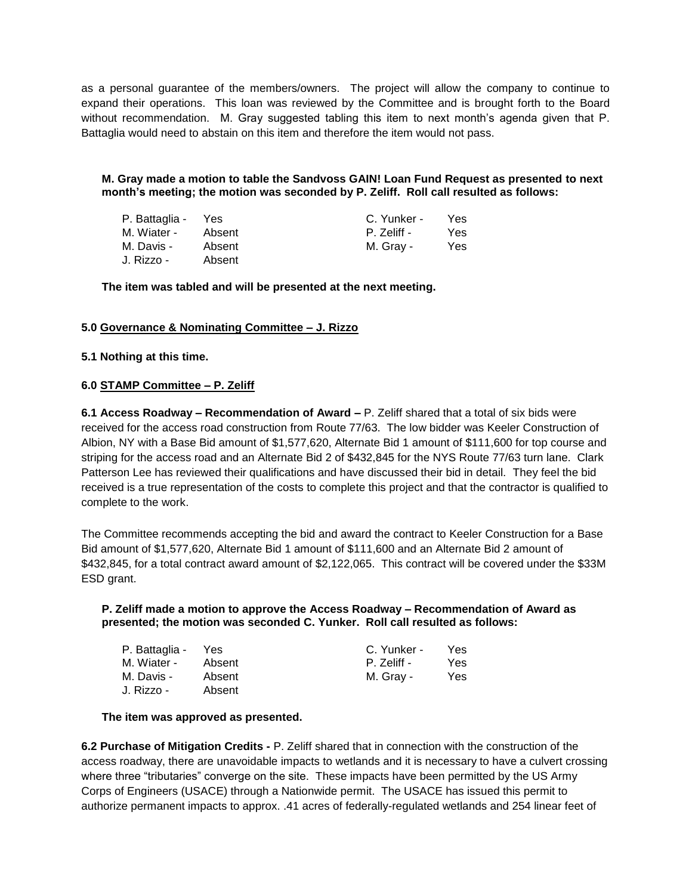as a personal guarantee of the members/owners. The project will allow the company to continue to expand their operations. This loan was reviewed by the Committee and is brought forth to the Board without recommendation. M. Gray suggested tabling this item to next month's agenda given that P. Battaglia would need to abstain on this item and therefore the item would not pass.

**M. Gray made a motion to table the Sandvoss GAIN! Loan Fund Request as presented to next month's meeting; the motion was seconded by P. Zeliff. Roll call resulted as follows:**

| | | | |
|---|---|---|---|
| P. Battaglia - | Yes | C. Yunker - | Yes |
| M. Wiater - | Absent | P. Zeliff - | Yes |
| M. Davis - | Absent | M. Gray - | Yes |
| J. Rizzo - | Absent | | |

**The item was tabled and will be presented at the next meeting.**

**5.0 Governance & Nominating Committee – J. Rizzo**

**5.1 Nothing at this time.**

**6.0 STAMP Committee – P. Zeliff**

**6.1 Access Roadway – Recommendation of Award –** P. Zeliff shared that a total of six bids were received for the access road construction from Route 77/63. The low bidder was Keeler Construction of Albion, NY with a Base Bid amount of $1,577,620, Alternate Bid 1 amount of $111,600 for top course and striping for the access road and an Alternate Bid 2 of $432,845 for the NYS Route 77/63 turn lane. Clark Patterson Lee has reviewed their qualifications and have discussed their bid in detail. They feel the bid received is a true representation of the costs to complete this project and that the contractor is qualified to complete to the work.

The Committee recommends accepting the bid and award the contract to Keeler Construction for a Base Bid amount of $1,577,620, Alternate Bid 1 amount of $111,600 and an Alternate Bid 2 amount of $432,845, for a total contract award amount of $2,122,065. This contract will be covered under the $33M ESD grant.

**P. Zeliff made a motion to approve the Access Roadway – Recommendation of Award as presented; the motion was seconded C. Yunker. Roll call resulted as follows:**

| | | | |
|---|---|---|---|
| P. Battaglia - | Yes | C. Yunker - | Yes |
| M. Wiater - | Absent | P. Zeliff - | Yes |
| M. Davis - | Absent | M. Gray - | Yes |
| J. Rizzo - | Absent | | |

**The item was approved as presented.**

**6.2 Purchase of Mitigation Credits -** P. Zeliff shared that in connection with the construction of the access roadway, there are unavoidable impacts to wetlands and it is necessary to have a culvert crossing where three "tributaries" converge on the site. These impacts have been permitted by the US Army Corps of Engineers (USACE) through a Nationwide permit. The USACE has issued this permit to authorize permanent impacts to approx. .41 acres of federally-regulated wetlands and 254 linear feet of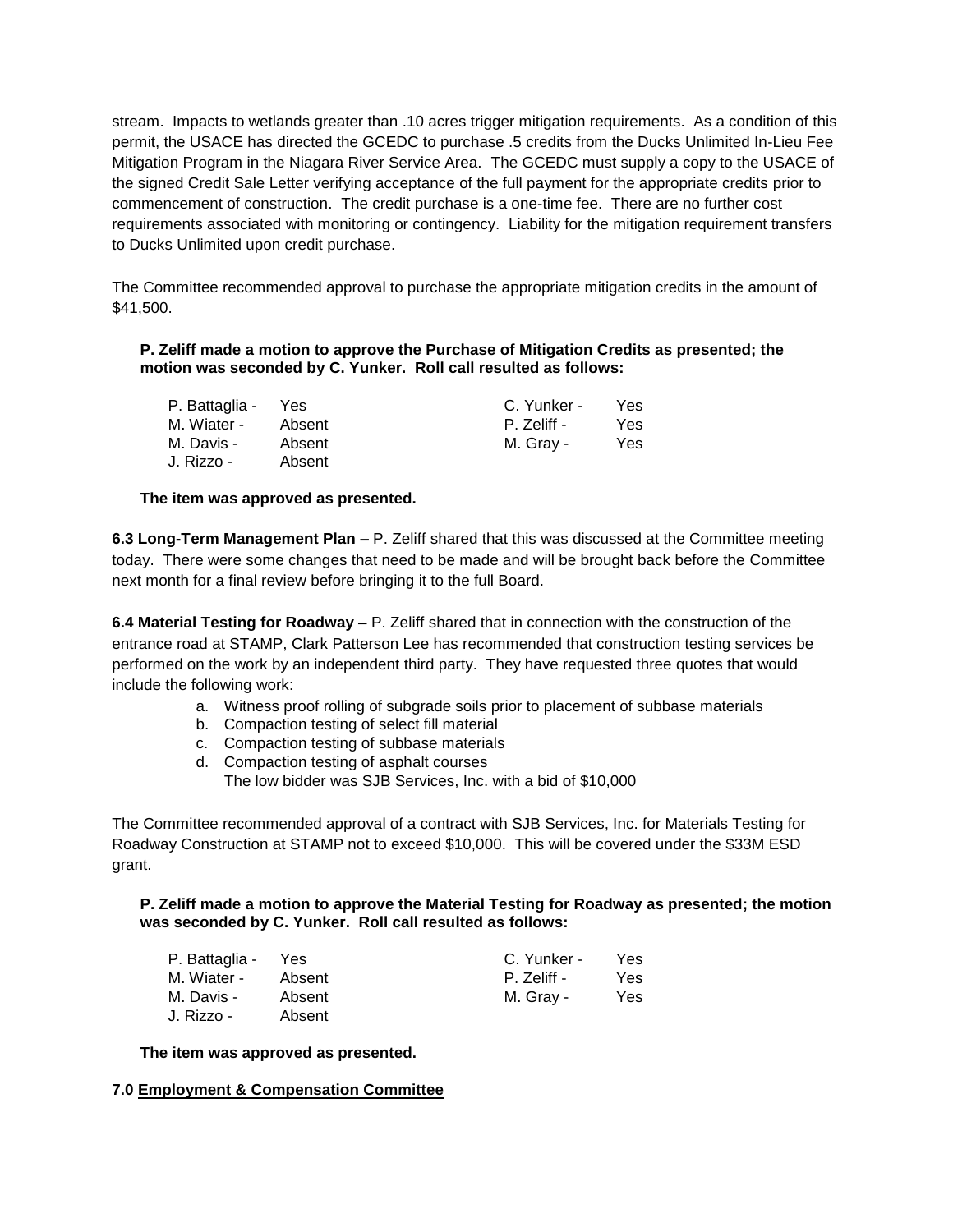stream. Impacts to wetlands greater than .10 acres trigger mitigation requirements. As a condition of this permit, the USACE has directed the GCEDC to purchase .5 credits from the Ducks Unlimited In-Lieu Fee Mitigation Program in the Niagara River Service Area. The GCEDC must supply a copy to the USACE of the signed Credit Sale Letter verifying acceptance of the full payment for the appropriate credits prior to commencement of construction. The credit purchase is a one-time fee. There are no further cost requirements associated with monitoring or contingency. Liability for the mitigation requirement transfers to Ducks Unlimited upon credit purchase.

The Committee recommended approval to purchase the appropriate mitigation credits in the amount of $41,500.

**P. Zeliff made a motion to approve the Purchase of Mitigation Credits as presented; the motion was seconded by C. Yunker. Roll call resulted as follows:**

| | | | |
|---|---|---|---|
| P. Battaglia - | Yes | C. Yunker - | Yes |
| M. Wiater - | Absent | P. Zeliff - | Yes |
| M. Davis - | Absent | M. Gray - | Yes |
| J. Rizzo - | Absent | | |

**The item was approved as presented.**

**6.3 Long-Term Management Plan –** P. Zeliff shared that this was discussed at the Committee meeting today. There were some changes that need to be made and will be brought back before the Committee next month for a final review before bringing it to the full Board.

**6.4 Material Testing for Roadway –** P. Zeliff shared that in connection with the construction of the entrance road at STAMP, Clark Patterson Lee has recommended that construction testing services be performed on the work by an independent third party. They have requested three quotes that would include the following work:

a. Witness proof rolling of subgrade soils prior to placement of subbase materials
b. Compaction testing of select fill material
c. Compaction testing of subbase materials
d. Compaction testing of asphalt courses
   The low bidder was SJB Services, Inc. with a bid of $10,000

The Committee recommended approval of a contract with SJB Services, Inc. for Materials Testing for Roadway Construction at STAMP not to exceed $10,000. This will be covered under the $33M ESD grant.

**P. Zeliff made a motion to approve the Material Testing for Roadway as presented; the motion was seconded by C. Yunker. Roll call resulted as follows:**

| | | | |
|---|---|---|---|
| P. Battaglia - | Yes | C. Yunker - | Yes |
| M. Wiater - | Absent | P. Zeliff - | Yes |
| M. Davis - | Absent | M. Gray - | Yes |
| J. Rizzo - | Absent | | |

**The item was approved as presented.**

**7.0 Employment & Compensation Committee**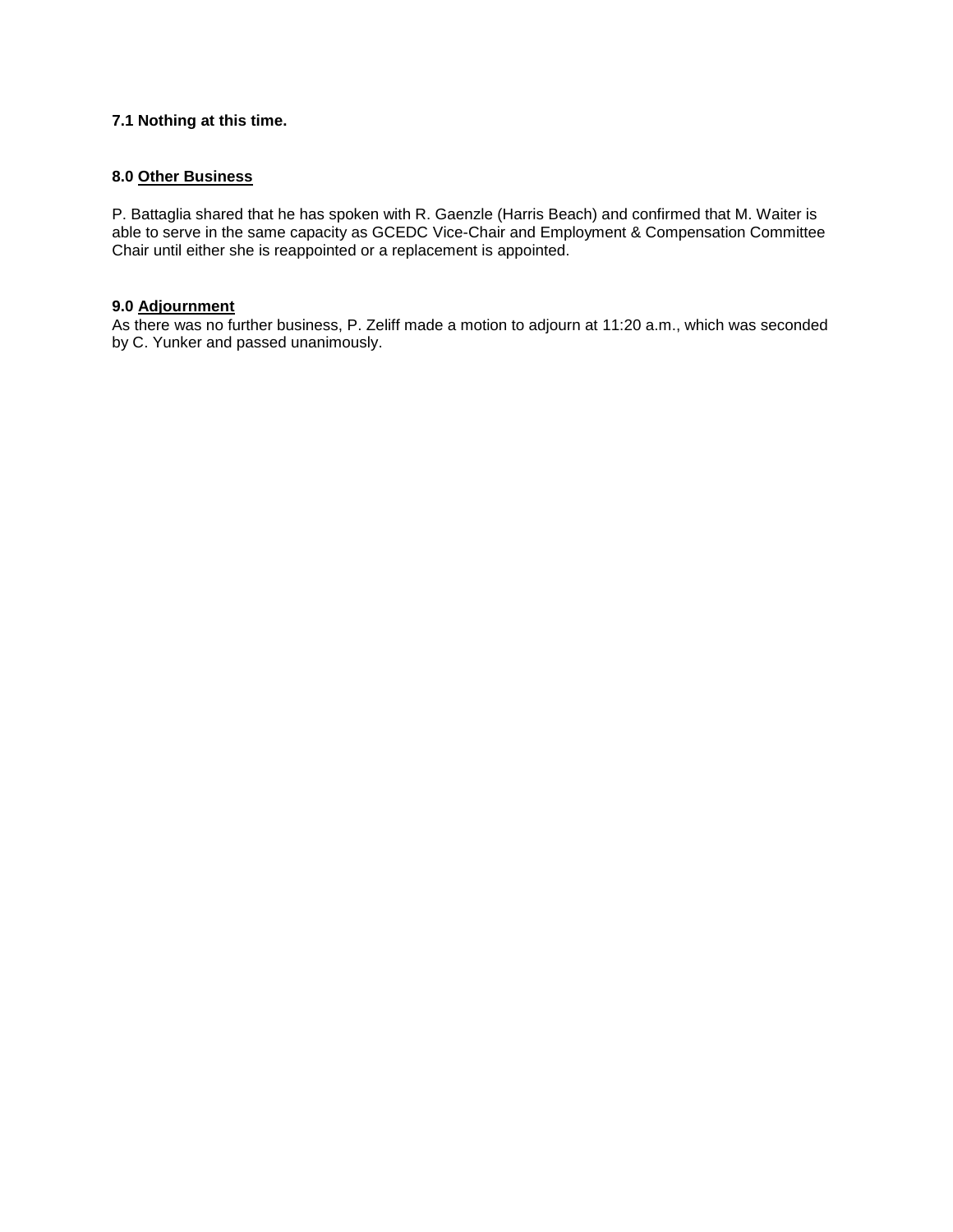**7.1 Nothing at this time.**

**8.0 Other Business**

P. Battaglia shared that he has spoken with R. Gaenzle (Harris Beach) and confirmed that M. Waiter is able to serve in the same capacity as GCEDC Vice-Chair and Employment & Compensation Committee Chair until either she is reappointed or a replacement is appointed.

**9.0 Adjournment**

As there was no further business, P. Zeliff made a motion to adjourn at 11:20 a.m., which was seconded by C. Yunker and passed unanimously.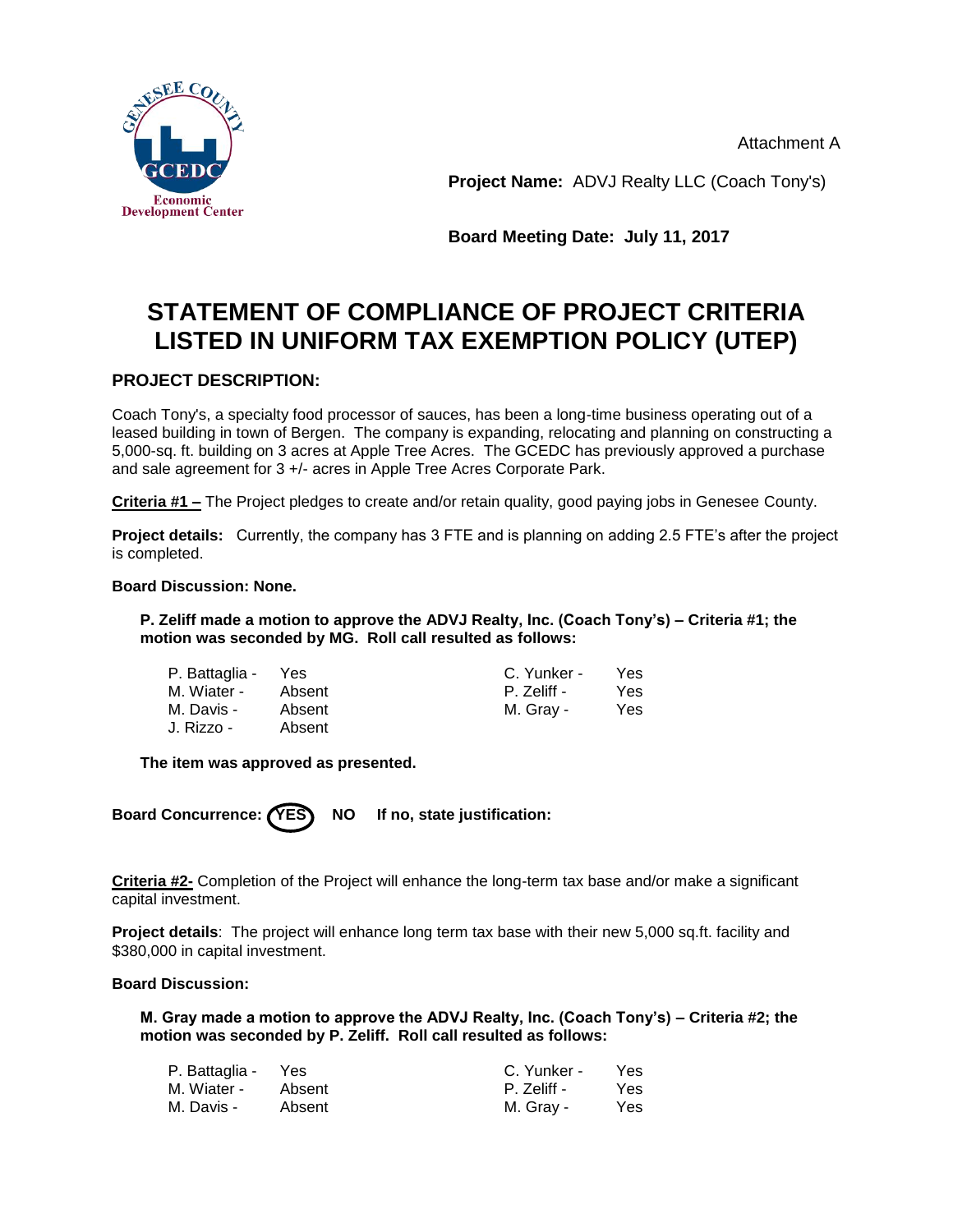Attachment A

**Project Name:** ADVJ Realty LLC (Coach Tony's)

**Board Meeting Date: July 11, 2017**

# STATEMENT OF COMPLIANCE OF PROJECT CRITERIA LISTED IN UNIFORM TAX EXEMPTION POLICY (UTEP)

### PROJECT DESCRIPTION:

Coach Tony's, a specialty food processor of sauces, has been a long-time business operating out of a leased building in town of Bergen. The company is expanding, relocating and planning on constructing a 5,000-sq. ft. building on 3 acres at Apple Tree Acres. The GCEDC has previously approved a purchase and sale agreement for 3 +/- acres in Apple Tree Acres Corporate Park.

**Criteria #1 –** The Project pledges to create and/or retain quality, good paying jobs in Genesee County.

**Project details:** Currently, the company has 3 FTE and is planning on adding 2.5 FTE's after the project is completed.

**Board Discussion: None.**

**P. Zeliff made a motion to approve the ADVJ Realty, Inc. (Coach Tony's) – Criteria #1; the motion was seconded by MG. Roll call resulted as follows:**

| | | | |
|---|---|---|---|
| P. Battaglia - | Yes | C. Yunker - | Yes |
| M. Wiater - | Absent | P. Zeliff - | Yes |
| M. Davis - | Absent | M. Gray - | Yes |
| J. Rizzo - | Absent | | |

**The item was approved as presented.**

**Board Concurrence: YES (circled) NO If no, state justification:**

**Criteria #2-** Completion of the Project will enhance the long-term tax base and/or make a significant capital investment.

**Project details**: The project will enhance long term tax base with their new 5,000 sq.ft. facility and $380,000 in capital investment.

**Board Discussion:**

**M. Gray made a motion to approve the ADVJ Realty, Inc. (Coach Tony's) – Criteria #2; the motion was seconded by P. Zeliff. Roll call resulted as follows:**

| | | | |
|---|---|---|---|
| P. Battaglia - | Yes | C. Yunker - | Yes |
| M. Wiater - | Absent | P. Zeliff - | Yes |
| M. Davis - | Absent | M. Gray - | Yes |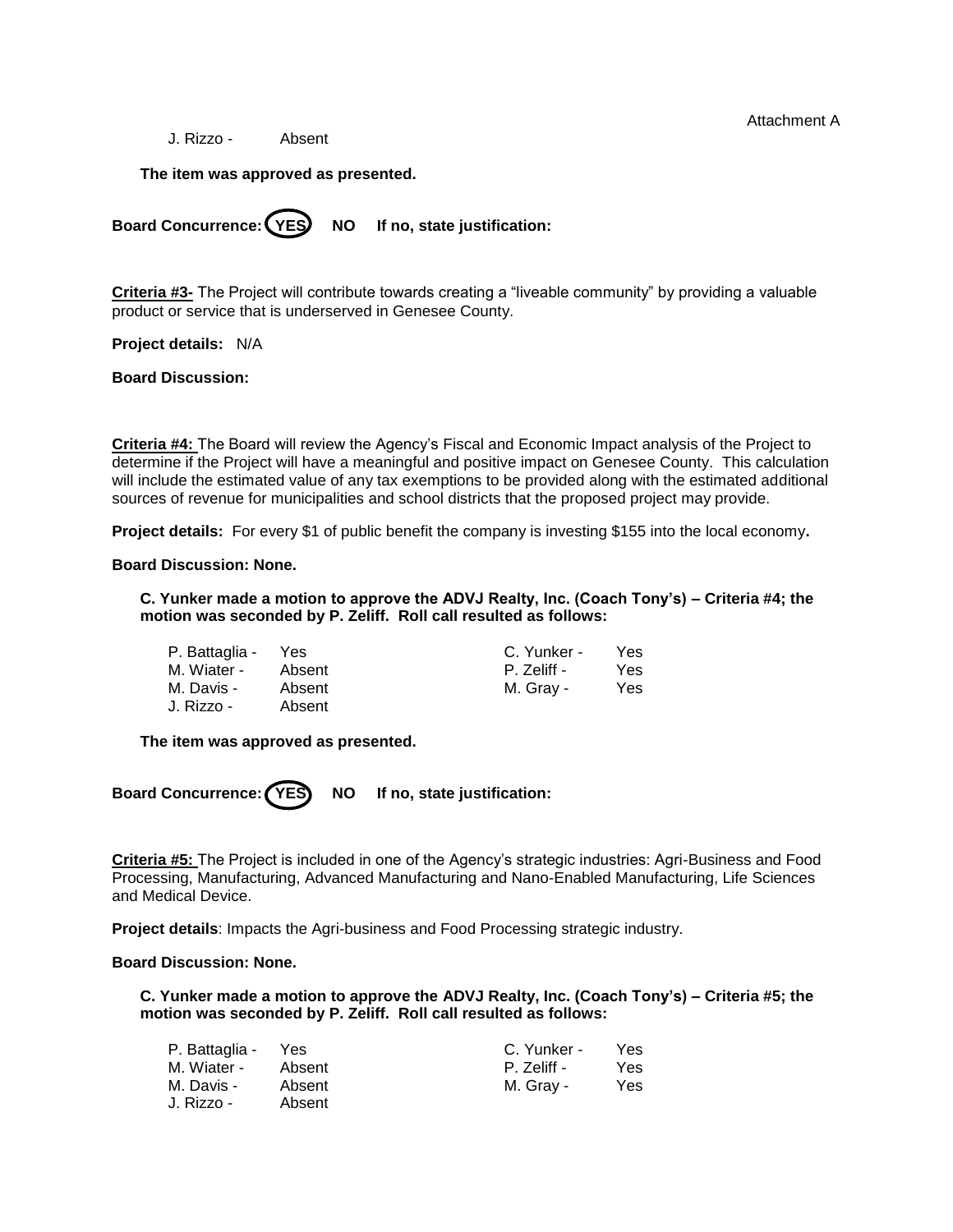Attachment A

J. Rizzo - Absent

**The item was approved as presented.**

**Board Concurrence: (YES) NO If no, state justification:**

**Criteria #3-** The Project will contribute towards creating a "liveable community" by providing a valuable product or service that is underserved in Genesee County.

**Project details:** N/A

**Board Discussion:**

**Criteria #4:** The Board will review the Agency's Fiscal and Economic Impact analysis of the Project to determine if the Project will have a meaningful and positive impact on Genesee County. This calculation will include the estimated value of any tax exemptions to be provided along with the estimated additional sources of revenue for municipalities and school districts that the proposed project may provide.

**Project details:** For every $1 of public benefit the company is investing $155 into the local economy**.**

**Board Discussion: None.**

**C. Yunker made a motion to approve the ADVJ Realty, Inc. (Coach Tony's) – Criteria #4; the motion was seconded by P. Zeliff. Roll call resulted as follows:**

| | | | |
|---|---|---|---|
| P. Battaglia - | Yes | C. Yunker - | Yes |
| M. Wiater - | Absent | P. Zeliff - | Yes |
| M. Davis - | Absent | M. Gray - | Yes |
| J. Rizzo - | Absent | | |

**The item was approved as presented.**

**Board Concurrence: (YES) NO If no, state justification:**

**Criteria #5:** The Project is included in one of the Agency's strategic industries: Agri-Business and Food Processing, Manufacturing, Advanced Manufacturing and Nano-Enabled Manufacturing, Life Sciences and Medical Device.

**Project details**: Impacts the Agri-business and Food Processing strategic industry.

**Board Discussion: None.**

**C. Yunker made a motion to approve the ADVJ Realty, Inc. (Coach Tony's) – Criteria #5; the motion was seconded by P. Zeliff. Roll call resulted as follows:**

| | | | |
|---|---|---|---|
| P. Battaglia - | Yes | C. Yunker - | Yes |
| M. Wiater - | Absent | P. Zeliff - | Yes |
| M. Davis - | Absent | M. Gray - | Yes |
| J. Rizzo - | Absent | | |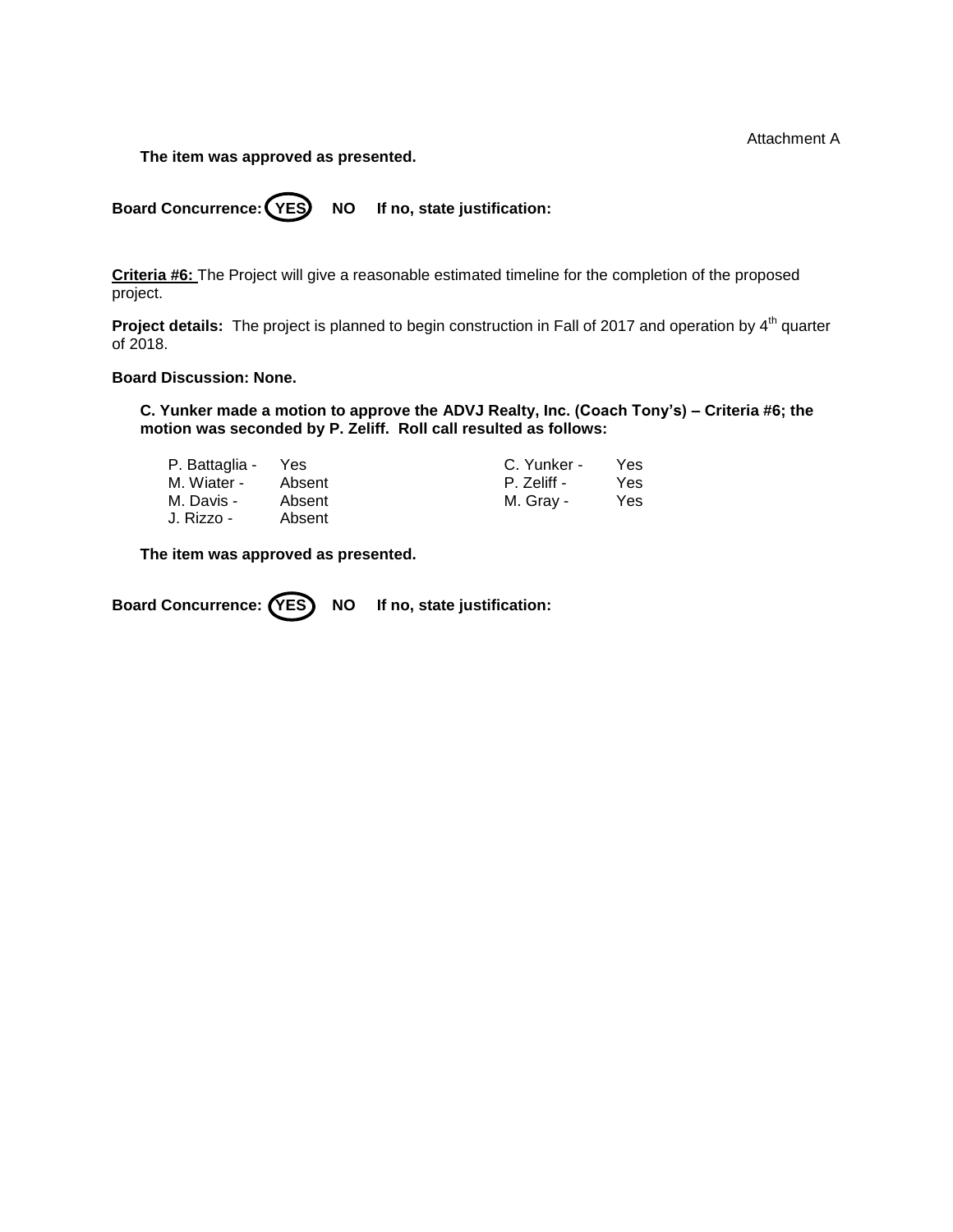Attachment A

**The item was approved as presented.**

**Board Concurrence: (YES) NO If no, state justification:**

**Criteria #6:** The Project will give a reasonable estimated timeline for the completion of the proposed project.

**Project details:** The project is planned to begin construction in Fall of 2017 and operation by 4$^{th}$ quarter of 2018.

**Board Discussion: None.**

**C. Yunker made a motion to approve the ADVJ Realty, Inc. (Coach Tony's) – Criteria #6; the motion was seconded by P. Zeliff. Roll call resulted as follows:**

| | | | |
|---|---|---|---|
| P. Battaglia - | Yes | C. Yunker - | Yes |
| M. Wiater - | Absent | P. Zeliff - | Yes |
| M. Davis - | Absent | M. Gray - | Yes |
| J. Rizzo - | Absent | | |

**The item was approved as presented.**

**Board Concurrence: (YES) NO If no, state justification:**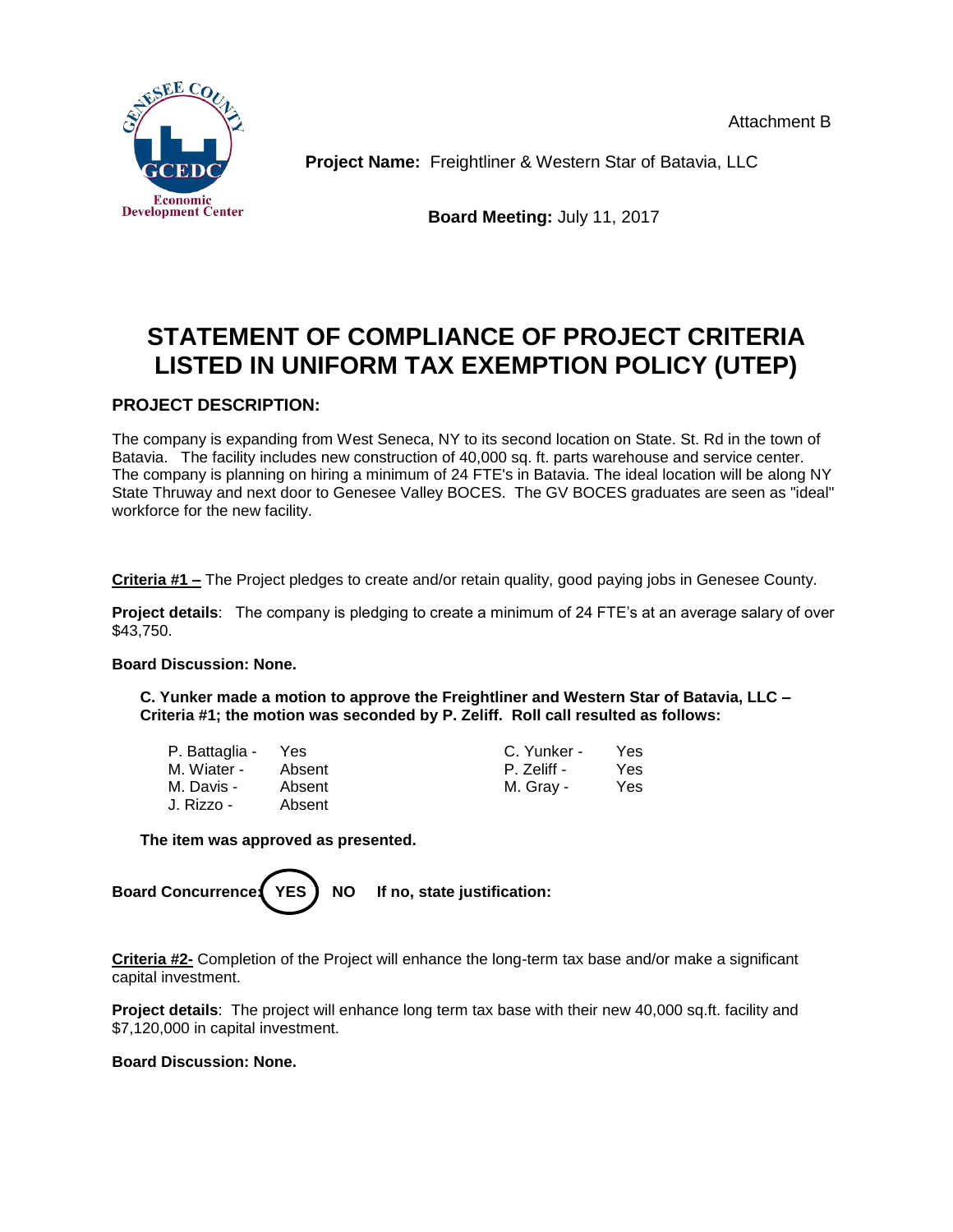Attachment B

**Project Name:** Freightliner & Western Star of Batavia, LLC

**Board Meeting:** July 11, 2017

# STATEMENT OF COMPLIANCE OF PROJECT CRITERIA LISTED IN UNIFORM TAX EXEMPTION POLICY (UTEP)

## PROJECT DESCRIPTION:

The company is expanding from West Seneca, NY to its second location on State. St. Rd in the town of Batavia. The facility includes new construction of 40,000 sq. ft. parts warehouse and service center. The company is planning on hiring a minimum of 24 FTE's in Batavia. The ideal location will be along NY State Thruway and next door to Genesee Valley BOCES. The GV BOCES graduates are seen as "ideal" workforce for the new facility.

**Criteria #1 –** The Project pledges to create and/or retain quality, good paying jobs in Genesee County.

**Project details**: The company is pledging to create a minimum of 24 FTE's at an average salary of over $43,750.

**Board Discussion: None.**

**C. Yunker made a motion to approve the Freightliner and Western Star of Batavia, LLC – Criteria #1; the motion was seconded by P. Zeliff. Roll call resulted as follows:**

| | | | |
|---|---|---|---|
| P. Battaglia - | Yes | C. Yunker - | Yes |
| M. Wiater - | Absent | P. Zeliff - | Yes |
| M. Davis - | Absent | M. Gray - | Yes |
| J. Rizzo - | Absent | | |

**The item was approved as presented.**

**Board Concurrence: YES** (circled) **NO If no, state justification:**

**Criteria #2-** Completion of the Project will enhance the long-term tax base and/or make a significant capital investment.

**Project details**: The project will enhance long term tax base with their new 40,000 sq.ft. facility and $7,120,000 in capital investment.

**Board Discussion: None.**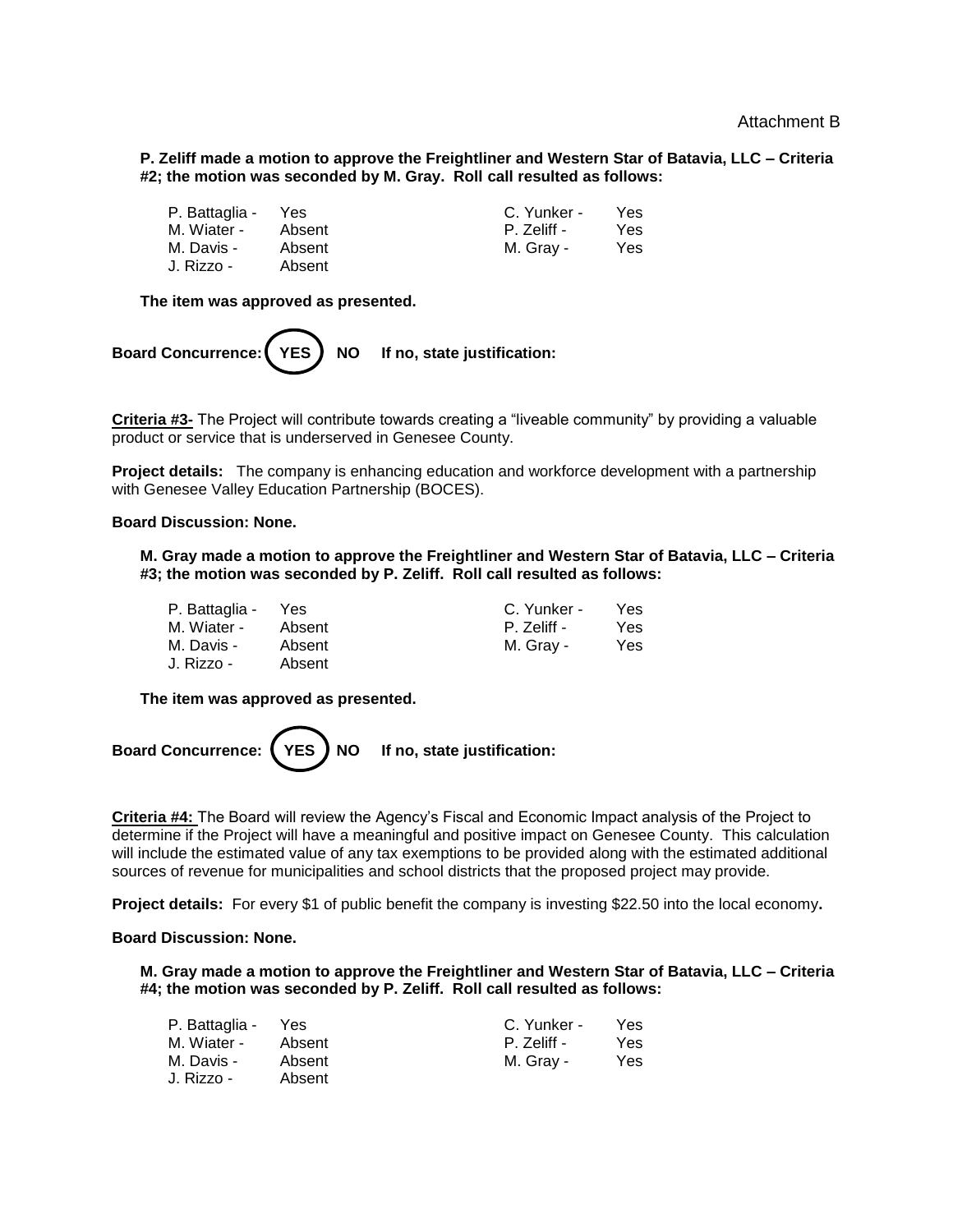Attachment B

**P. Zeliff made a motion to approve the Freightliner and Western Star of Batavia, LLC – Criteria #2; the motion was seconded by M. Gray. Roll call resulted as follows:**

| | | | |
|---|---|---|---|
| P. Battaglia - | Yes | C. Yunker - | Yes |
| M. Wiater - | Absent | P. Zeliff - | Yes |
| M. Davis - | Absent | M. Gray - | Yes |
| J. Rizzo - | Absent | | |

**The item was approved as presented.**

**Board Concurrence: (YES) NO If no, state justification:**

**Criteria #3-** The Project will contribute towards creating a "liveable community" by providing a valuable product or service that is underserved in Genesee County.

**Project details:** The company is enhancing education and workforce development with a partnership with Genesee Valley Education Partnership (BOCES).

**Board Discussion: None.**

**M. Gray made a motion to approve the Freightliner and Western Star of Batavia, LLC – Criteria #3; the motion was seconded by P. Zeliff. Roll call resulted as follows:**

| | | | |
|---|---|---|---|
| P. Battaglia - | Yes | C. Yunker - | Yes |
| M. Wiater - | Absent | P. Zeliff - | Yes |
| M. Davis - | Absent | M. Gray - | Yes |
| J. Rizzo - | Absent | | |

**The item was approved as presented.**

**Board Concurrence: (YES) NO If no, state justification:**

**Criteria #4:** The Board will review the Agency's Fiscal and Economic Impact analysis of the Project to determine if the Project will have a meaningful and positive impact on Genesee County. This calculation will include the estimated value of any tax exemptions to be provided along with the estimated additional sources of revenue for municipalities and school districts that the proposed project may provide.

**Project details:** For every $1 of public benefit the company is investing $22.50 into the local economy**.**

**Board Discussion: None.**

**M. Gray made a motion to approve the Freightliner and Western Star of Batavia, LLC – Criteria #4; the motion was seconded by P. Zeliff. Roll call resulted as follows:**

| | | | |
|---|---|---|---|
| P. Battaglia - | Yes | C. Yunker - | Yes |
| M. Wiater - | Absent | P. Zeliff - | Yes |
| M. Davis - | Absent | M. Gray - | Yes |
| J. Rizzo - | Absent | | |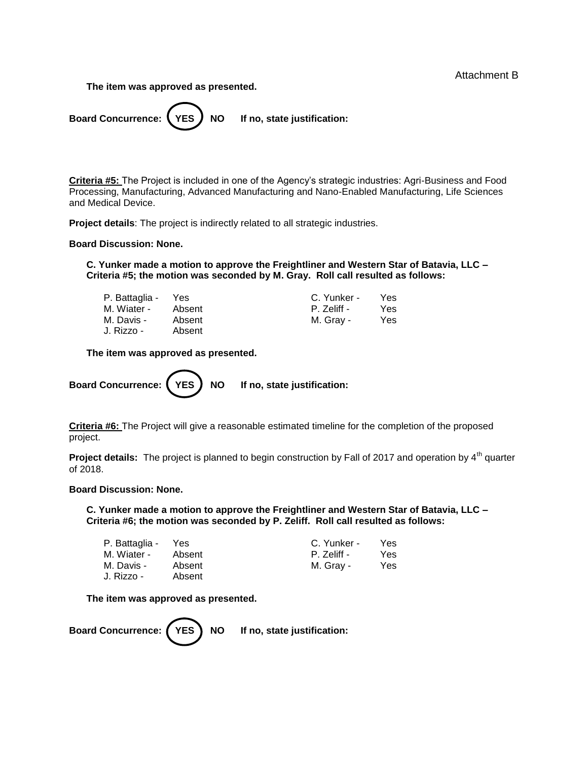Attachment B

**The item was approved as presented.**

**Board Concurrence: (YES) NO If no, state justification:**

**Criteria #5:** The Project is included in one of the Agency's strategic industries: Agri-Business and Food Processing, Manufacturing, Advanced Manufacturing and Nano-Enabled Manufacturing, Life Sciences and Medical Device.

**Project details**: The project is indirectly related to all strategic industries.

**Board Discussion: None.**

**C. Yunker made a motion to approve the Freightliner and Western Star of Batavia, LLC – Criteria #5; the motion was seconded by M. Gray. Roll call resulted as follows:**

| | | | |
|---|---|---|---|
| P. Battaglia - | Yes | C. Yunker - | Yes |
| M. Wiater - | Absent | P. Zeliff - | Yes |
| M. Davis - | Absent | M. Gray - | Yes |
| J. Rizzo - | Absent | | |

**The item was approved as presented.**

**Board Concurrence: (YES) NO If no, state justification:**

**Criteria #6:** The Project will give a reasonable estimated timeline for the completion of the proposed project.

**Project details:** The project is planned to begin construction by Fall of 2017 and operation by 4th quarter of 2018.

**Board Discussion: None.**

**C. Yunker made a motion to approve the Freightliner and Western Star of Batavia, LLC – Criteria #6; the motion was seconded by P. Zeliff. Roll call resulted as follows:**

| | | | |
|---|---|---|---|
| P. Battaglia - | Yes | C. Yunker - | Yes |
| M. Wiater - | Absent | P. Zeliff - | Yes |
| M. Davis - | Absent | M. Gray - | Yes |
| J. Rizzo - | Absent | | |

**The item was approved as presented.**

**Board Concurrence: (YES) NO If no, state justification:**